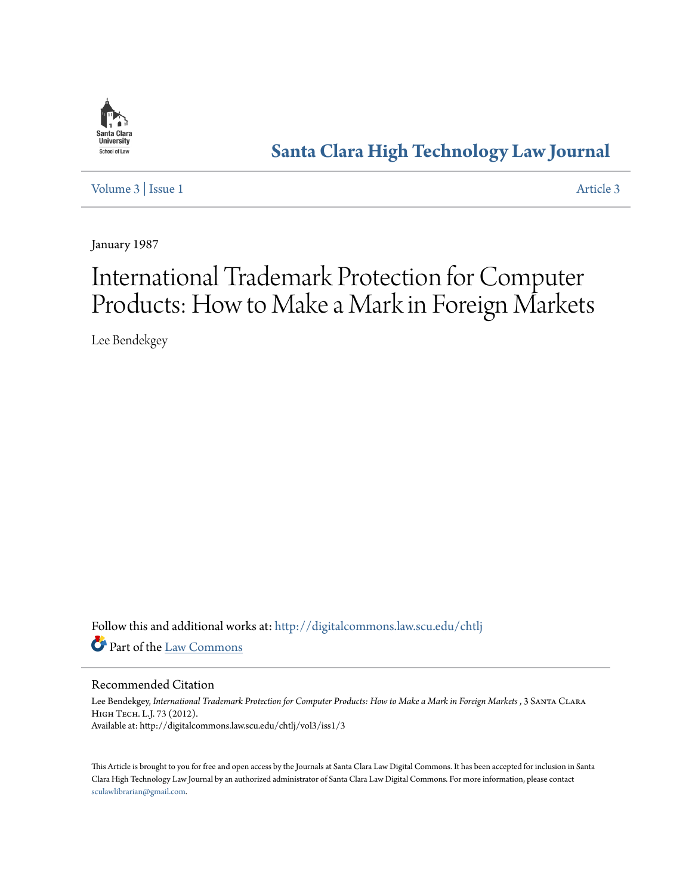Santa Clara University School of Law

# Santa Clara High Technology Law Journal

Volume 3 | Issue 1 Article 3

January 1987

# International Trademark Protection for Computer Products: How to Make a Mark in Foreign Markets

Lee Bendekgey

Follow this and additional works at: http://digitalcommons.law.scu.edu/chtlj

Part of the Law Commons

## Recommended Citation

Lee Bendekgey, *International Trademark Protection for Computer Products: How to Make a Mark in Foreign Markets* , 3 Santa Clara High Tech. L.J. 73 (2012).
Available at: http://digitalcommons.law.scu.edu/chtlj/vol3/iss1/3

This Article is brought to you for free and open access by the Journals at Santa Clara Law Digital Commons. It has been accepted for inclusion in Santa Clara High Technology Law Journal by an authorized administrator of Santa Clara Law Digital Commons. For more information, please contact sculawlibrarian@gmail.com.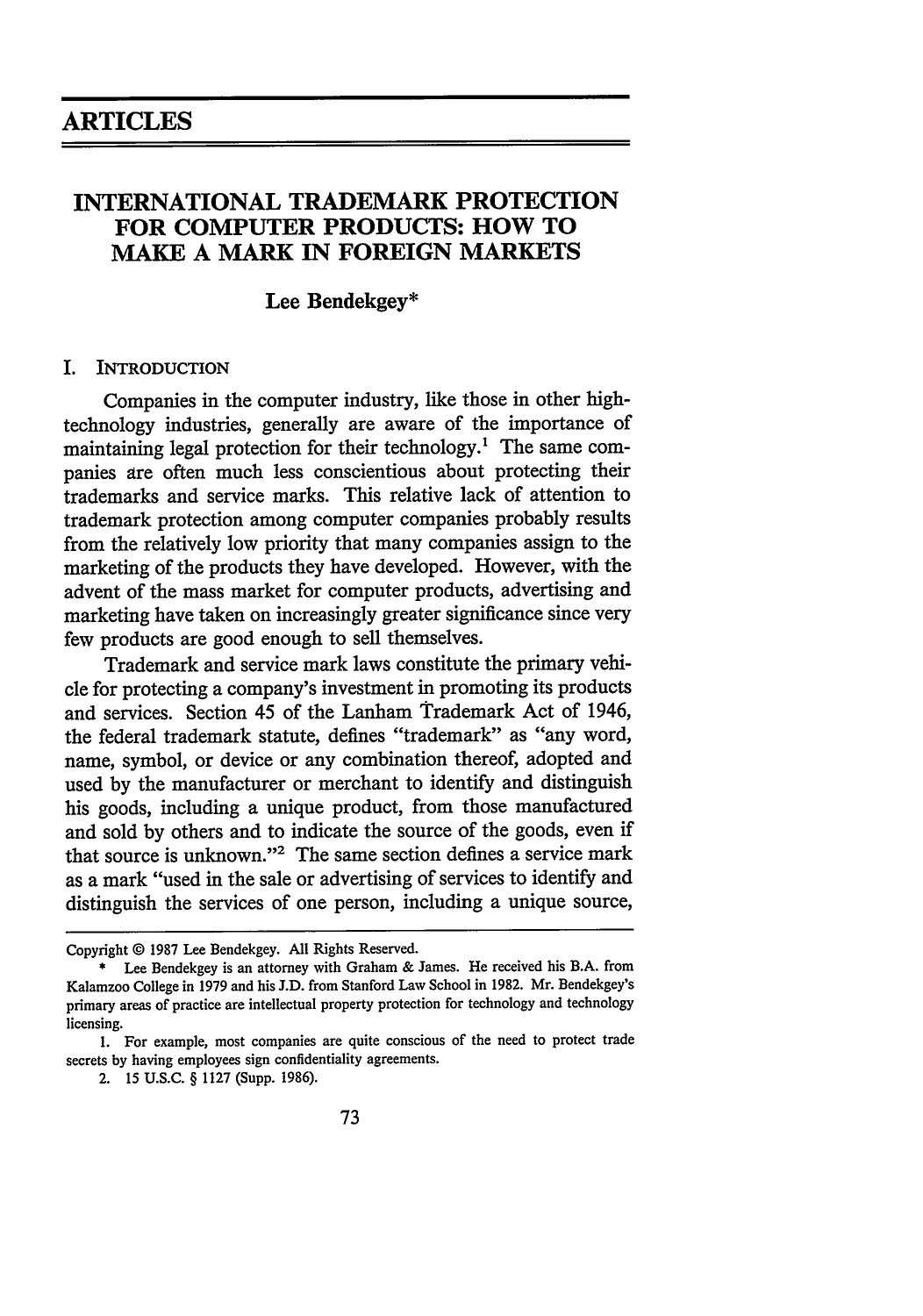# ARTICLES

## INTERNATIONAL TRADEMARK PROTECTION FOR COMPUTER PRODUCTS: HOW TO MAKE A MARK IN FOREIGN MARKETS

**Lee Bendekgey***

### I. INTRODUCTION

Companies in the computer industry, like those in other high-technology industries, generally are aware of the importance of maintaining legal protection for their technology.[1] The same companies are often much less conscientious about protecting their trademarks and service marks. This relative lack of attention to trademark protection among computer companies probably results from the relatively low priority that many companies assign to the marketing of the products they have developed. However, with the advent of the mass market for computer products, advertising and marketing have taken on increasingly greater significance since very few products are good enough to sell themselves.

Trademark and service mark laws constitute the primary vehicle for protecting a company's investment in promoting its products and services. Section 45 of the Lanham Trademark Act of 1946, the federal trademark statute, defines "trademark" as "any word, name, symbol, or device or any combination thereof, adopted and used by the manufacturer or merchant to identify and distinguish his goods, including a unique product, from those manufactured and sold by others and to indicate the source of the goods, even if that source is unknown."[2] The same section defines a service mark as a mark "used in the sale or advertising of services to identify and distinguish the services of one person, including a unique source,

---

Copyright © 1987 Lee Bendekgey. All Rights Reserved.

\* Lee Bendekgey is an attorney with Graham & James. He received his B.A. from Kalamzoo College in 1979 and his J.D. from Stanford Law School in 1982. Mr. Bendekgey's primary areas of practice are intellectual property protection for technology and technology licensing.

1. For example, most companies are quite conscious of the need to protect trade secrets by having employees sign confidentiality agreements.

2. 15 U.S.C. § 1127 (Supp. 1986).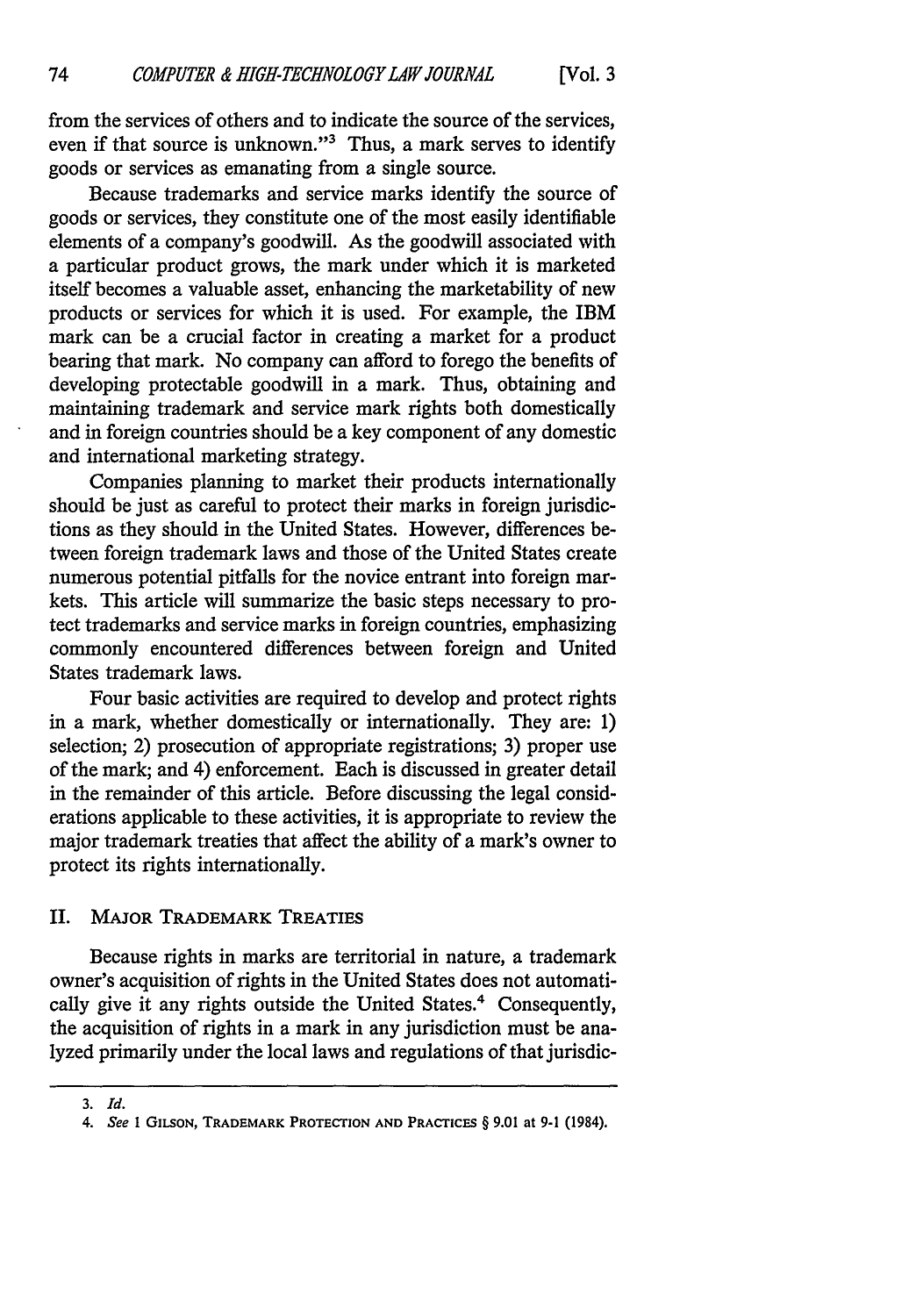from the services of others and to indicate the source of the services, even if that source is unknown."[3] Thus, a mark serves to identify goods or services as emanating from a single source.

Because trademarks and service marks identify the source of goods or services, they constitute one of the most easily identifiable elements of a company's goodwill. As the goodwill associated with a particular product grows, the mark under which it is marketed itself becomes a valuable asset, enhancing the marketability of new products or services for which it is used. For example, the IBM mark can be a crucial factor in creating a market for a product bearing that mark. No company can afford to forego the benefits of developing protectable goodwill in a mark. Thus, obtaining and maintaining trademark and service mark rights both domestically and in foreign countries should be a key component of any domestic and international marketing strategy.

Companies planning to market their products internationally should be just as careful to protect their marks in foreign jurisdictions as they should in the United States. However, differences between foreign trademark laws and those of the United States create numerous potential pitfalls for the novice entrant into foreign markets. This article will summarize the basic steps necessary to protect trademarks and service marks in foreign countries, emphasizing commonly encountered differences between foreign and United States trademark laws.

Four basic activities are required to develop and protect rights in a mark, whether domestically or internationally. They are: 1) selection; 2) prosecution of appropriate registrations; 3) proper use of the mark; and 4) enforcement. Each is discussed in greater detail in the remainder of this article. Before discussing the legal considerations applicable to these activities, it is appropriate to review the major trademark treaties that affect the ability of a mark's owner to protect its rights internationally.

## II. MAJOR TRADEMARK TREATIES

Because rights in marks are territorial in nature, a trademark owner's acquisition of rights in the United States does not automatically give it any rights outside the United States.[4] Consequently, the acquisition of rights in a mark in any jurisdiction must be analyzed primarily under the local laws and regulations of that jurisdic-

---

3. *Id.*

4. *See* 1 GILSON, TRADEMARK PROTECTION AND PRACTICES § 9.01 at 9-1 (1984).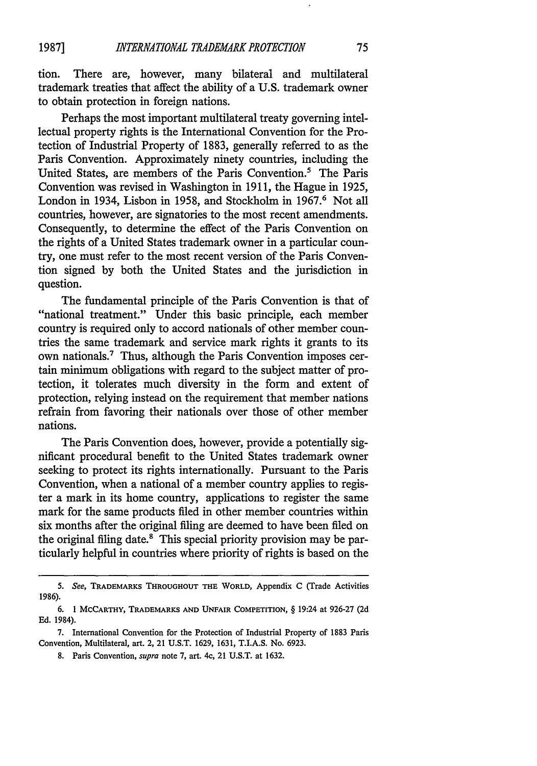tion. There are, however, many bilateral and multilateral trademark treaties that affect the ability of a U.S. trademark owner to obtain protection in foreign nations.

Perhaps the most important multilateral treaty governing intellectual property rights is the International Convention for the Protection of Industrial Property of 1883, generally referred to as the Paris Convention. Approximately ninety countries, including the United States, are members of the Paris Convention.[5] The Paris Convention was revised in Washington in 1911, the Hague in 1925, London in 1934, Lisbon in 1958, and Stockholm in 1967.[6] Not all countries, however, are signatories to the most recent amendments. Consequently, to determine the effect of the Paris Convention on the rights of a United States trademark owner in a particular country, one must refer to the most recent version of the Paris Convention signed by both the United States and the jurisdiction in question.

The fundamental principle of the Paris Convention is that of "national treatment." Under this basic principle, each member country is required only to accord nationals of other member countries the same trademark and service mark rights it grants to its own nationals.[7] Thus, although the Paris Convention imposes certain minimum obligations with regard to the subject matter of protection, it tolerates much diversity in the form and extent of protection, relying instead on the requirement that member nations refrain from favoring their nationals over those of other member nations.

The Paris Convention does, however, provide a potentially significant procedural benefit to the United States trademark owner seeking to protect its rights internationally. Pursuant to the Paris Convention, when a national of a member country applies to register a mark in its home country, applications to register the same mark for the same products filed in other member countries within six months after the original filing are deemed to have been filed on the original filing date.[8] This special priority provision may be particularly helpful in countries where priority of rights is based on the

---

5. *See*, TRADEMARKS THROUGHOUT THE WORLD, Appendix C (Trade Activities 1986).

6. 1 MCCARTHY, TRADEMARKS AND UNFAIR COMPETITION, § 19:24 at 926-27 (2d Ed. 1984).

7. International Convention for the Protection of Industrial Property of 1883 Paris Convention, Multilateral, art. 2, 21 U.S.T. 1629, 1631, T.I.A.S. No. 6923.

8. Paris Convention, *supra* note 7, art. 4c, 21 U.S.T. at 1632.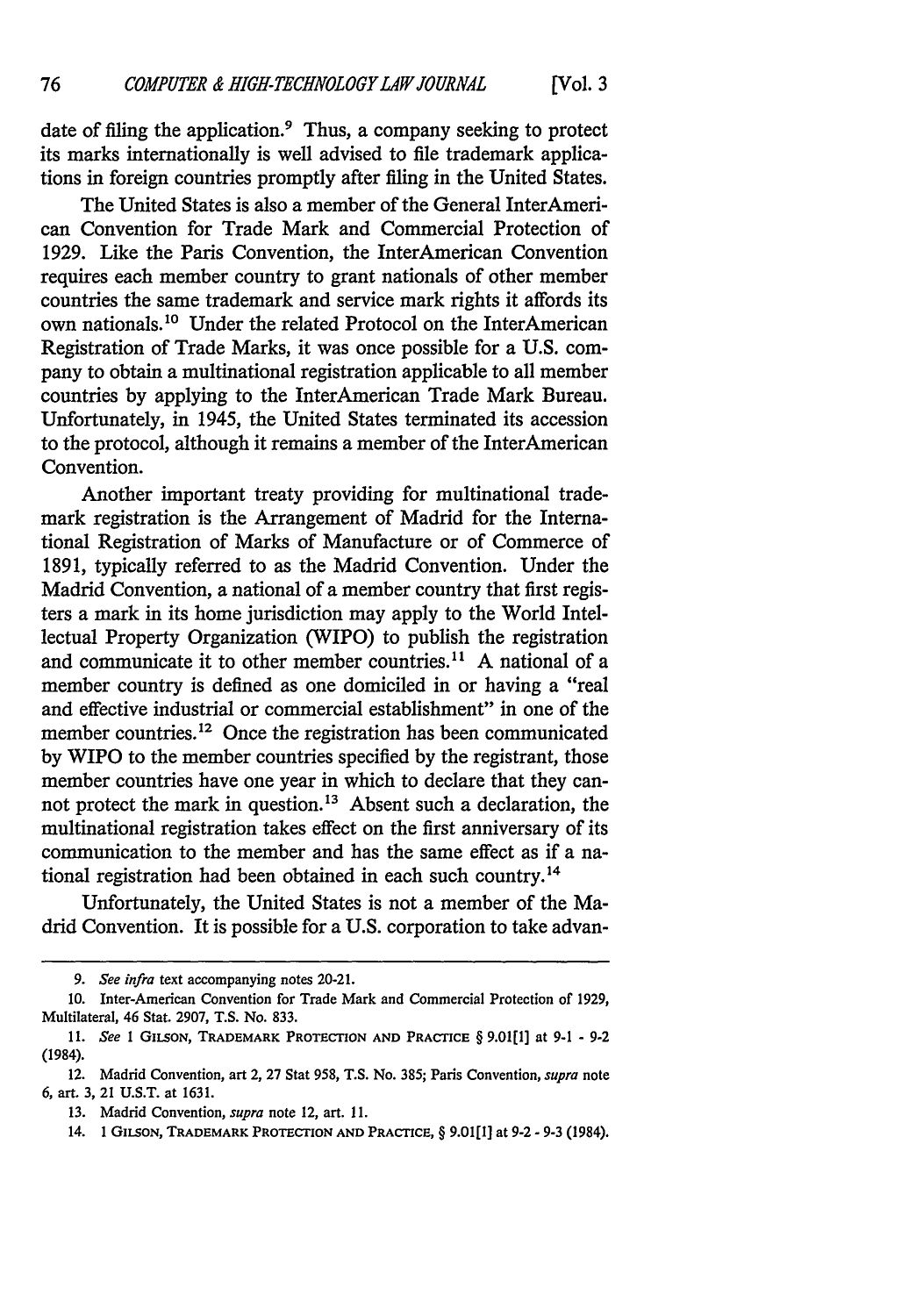date of filing the application.[9] Thus, a company seeking to protect its marks internationally is well advised to file trademark applications in foreign countries promptly after filing in the United States.

The United States is also a member of the General InterAmerican Convention for Trade Mark and Commercial Protection of 1929. Like the Paris Convention, the InterAmerican Convention requires each member country to grant nationals of other member countries the same trademark and service mark rights it affords its own nationals.[10] Under the related Protocol on the InterAmerican Registration of Trade Marks, it was once possible for a U.S. company to obtain a multinational registration applicable to all member countries by applying to the InterAmerican Trade Mark Bureau. Unfortunately, in 1945, the United States terminated its accession to the protocol, although it remains a member of the InterAmerican Convention.

Another important treaty providing for multinational trademark registration is the Arrangement of Madrid for the International Registration of Marks of Manufacture or of Commerce of 1891, typically referred to as the Madrid Convention. Under the Madrid Convention, a national of a member country that first registers a mark in its home jurisdiction may apply to the World Intellectual Property Organization (WIPO) to publish the registration and communicate it to other member countries.[11] A national of a member country is defined as one domiciled in or having a "real and effective industrial or commercial establishment" in one of the member countries.[12] Once the registration has been communicated by WIPO to the member countries specified by the registrant, those member countries have one year in which to declare that they cannot protect the mark in question.[13] Absent such a declaration, the multinational registration takes effect on the first anniversary of its communication to the member and has the same effect as if a national registration had been obtained in each such country.[14]

Unfortunately, the United States is not a member of the Madrid Convention. It is possible for a U.S. corporation to take advan-

---

9. *See infra* text accompanying notes 20-21.

10. Inter-American Convention for Trade Mark and Commercial Protection of 1929, Multilateral, 46 Stat. 2907, T.S. No. 833.

11. *See* 1 GILSON, TRADEMARK PROTECTION AND PRACTICE § 9.01[1] at 9-1 - 9-2 (1984).

12. Madrid Convention, art 2, 27 Stat 958, T.S. No. 385; Paris Convention, *supra* note 6, art. 3, 21 U.S.T. at 1631.

13. Madrid Convention, *supra* note 12, art. 11.

14. 1 GILSON, TRADEMARK PROTECTION AND PRACTICE, § 9.01[1] at 9-2 - 9-3 (1984).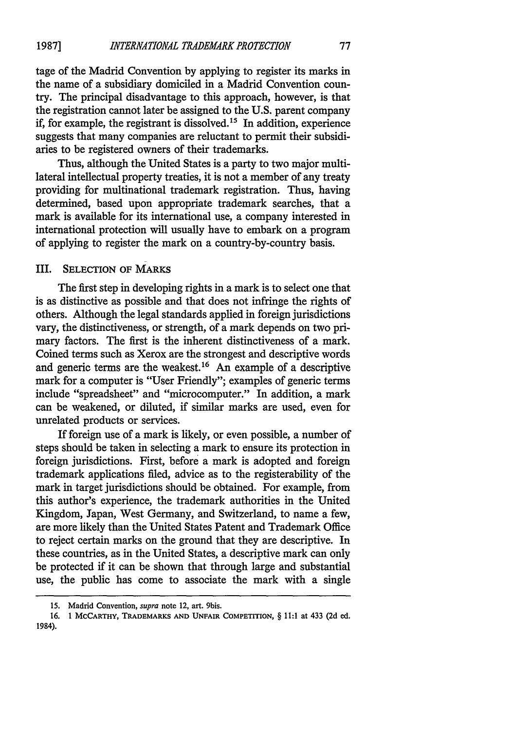tage of the Madrid Convention by applying to register its marks in the name of a subsidiary domiciled in a Madrid Convention country. The principal disadvantage to this approach, however, is that the registration cannot later be assigned to the U.S. parent company if, for example, the registrant is dissolved.[15] In addition, experience suggests that many companies are reluctant to permit their subsidiaries to be registered owners of their trademarks.

Thus, although the United States is a party to two major multilateral intellectual property treaties, it is not a member of any treaty providing for multinational trademark registration. Thus, having determined, based upon appropriate trademark searches, that a mark is available for its international use, a company interested in international protection will usually have to embark on a program of applying to register the mark on a country-by-country basis.

## III. Selection of Marks

The first step in developing rights in a mark is to select one that is as distinctive as possible and that does not infringe the rights of others. Although the legal standards applied in foreign jurisdictions vary, the distinctiveness, or strength, of a mark depends on two primary factors. The first is the inherent distinctiveness of a mark. Coined terms such as Xerox are the strongest and descriptive words and generic terms are the weakest.[16] An example of a descriptive mark for a computer is "User Friendly"; examples of generic terms include "spreadsheet" and "microcomputer." In addition, a mark can be weakened, or diluted, if similar marks are used, even for unrelated products or services.

If foreign use of a mark is likely, or even possible, a number of steps should be taken in selecting a mark to ensure its protection in foreign jurisdictions. First, before a mark is adopted and foreign trademark applications filed, advice as to the registerability of the mark in target jurisdictions should be obtained. For example, from this author's experience, the trademark authorities in the United Kingdom, Japan, West Germany, and Switzerland, to name a few, are more likely than the United States Patent and Trademark Office to reject certain marks on the ground that they are descriptive. In these countries, as in the United States, a descriptive mark can only be protected if it can be shown that through large and substantial use, the public has come to associate the mark with a single

---

15. Madrid Convention, *supra* note 12, art. 9bis.

16. 1 McCarthy, Trademarks and Unfair Competition, § 11:1 at 433 (2d ed. 1984).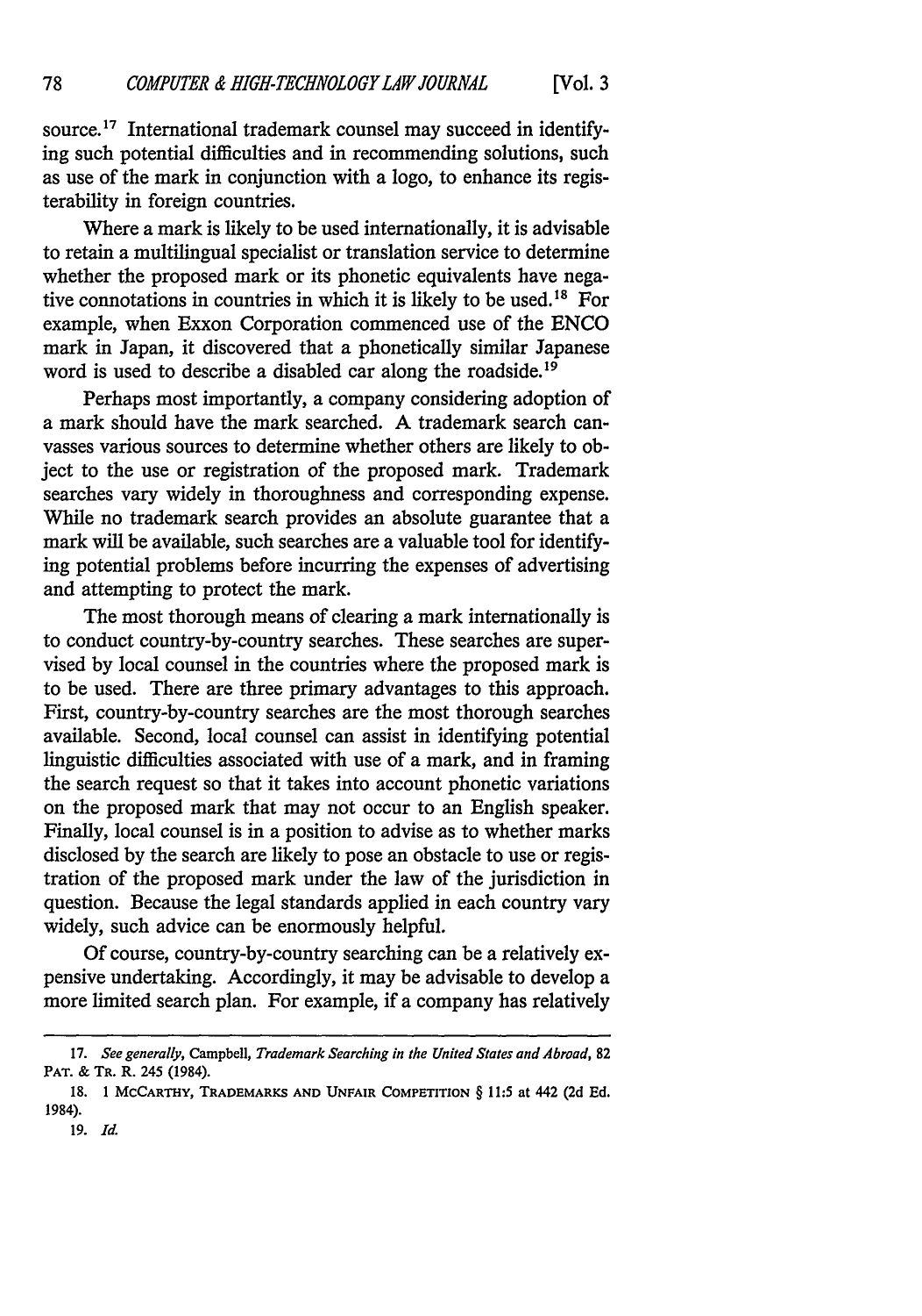source.[17] International trademark counsel may succeed in identifying such potential difficulties and in recommending solutions, such as use of the mark in conjunction with a logo, to enhance its registerability in foreign countries.

Where a mark is likely to be used internationally, it is advisable to retain a multilingual specialist or translation service to determine whether the proposed mark or its phonetic equivalents have negative connotations in countries in which it is likely to be used.[18] For example, when Exxon Corporation commenced use of the ENCO mark in Japan, it discovered that a phonetically similar Japanese word is used to describe a disabled car along the roadside.[19]

Perhaps most importantly, a company considering adoption of a mark should have the mark searched. A trademark search canvasses various sources to determine whether others are likely to object to the use or registration of the proposed mark. Trademark searches vary widely in thoroughness and corresponding expense. While no trademark search provides an absolute guarantee that a mark will be available, such searches are a valuable tool for identifying potential problems before incurring the expenses of advertising and attempting to protect the mark.

The most thorough means of clearing a mark internationally is to conduct country-by-country searches. These searches are supervised by local counsel in the countries where the proposed mark is to be used. There are three primary advantages to this approach. First, country-by-country searches are the most thorough searches available. Second, local counsel can assist in identifying potential linguistic difficulties associated with use of a mark, and in framing the search request so that it takes into account phonetic variations on the proposed mark that may not occur to an English speaker. Finally, local counsel is in a position to advise as to whether marks disclosed by the search are likely to pose an obstacle to use or registration of the proposed mark under the law of the jurisdiction in question. Because the legal standards applied in each country vary widely, such advice can be enormously helpful.

Of course, country-by-country searching can be a relatively expensive undertaking. Accordingly, it may be advisable to develop a more limited search plan. For example, if a company has relatively

---

17. *See generally*, Campbell, *Trademark Searching in the United States and Abroad*, 82 PAT. & TR. R. 245 (1984).

18. 1 MCCARTHY, TRADEMARKS AND UNFAIR COMPETITION § 11:5 at 442 (2d Ed. 1984).

19. *Id.*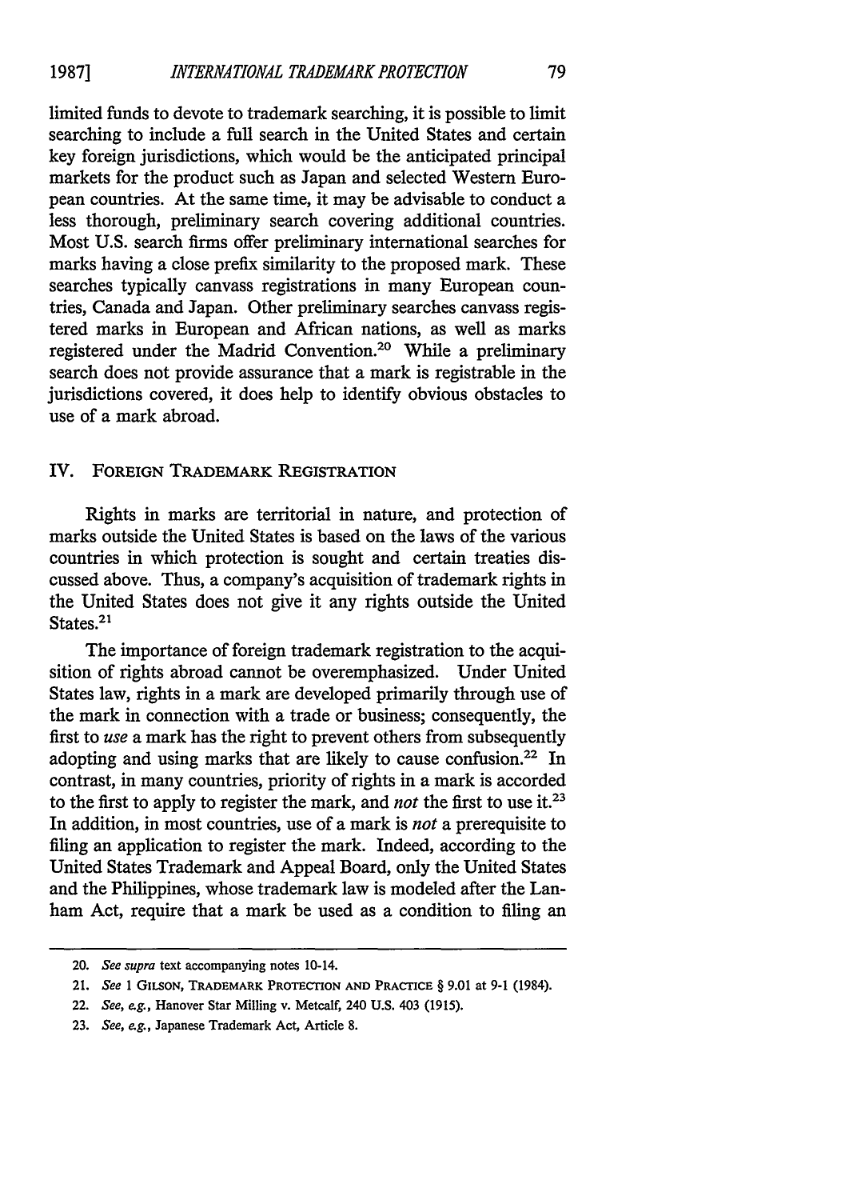limited funds to devote to trademark searching, it is possible to limit searching to include a full search in the United States and certain key foreign jurisdictions, which would be the anticipated principal markets for the product such as Japan and selected Western European countries. At the same time, it may be advisable to conduct a less thorough, preliminary search covering additional countries. Most U.S. search firms offer preliminary international searches for marks having a close prefix similarity to the proposed mark. These searches typically canvass registrations in many European countries, Canada and Japan. Other preliminary searches canvass registered marks in European and African nations, as well as marks registered under the Madrid Convention.[20] While a preliminary search does not provide assurance that a mark is registrable in the jurisdictions covered, it does help to identify obvious obstacles to use of a mark abroad.

## IV. Foreign Trademark Registration

Rights in marks are territorial in nature, and protection of marks outside the United States is based on the laws of the various countries in which protection is sought and certain treaties discussed above. Thus, a company's acquisition of trademark rights in the United States does not give it any rights outside the United States.[21]

The importance of foreign trademark registration to the acquisition of rights abroad cannot be overemphasized. Under United States law, rights in a mark are developed primarily through use of the mark in connection with a trade or business; consequently, the first to *use* a mark has the right to prevent others from subsequently adopting and using marks that are likely to cause confusion.[22] In contrast, in many countries, priority of rights in a mark is accorded to the first to apply to register the mark, and *not* the first to use it.[23] In addition, in most countries, use of a mark is *not* a prerequisite to filing an application to register the mark. Indeed, according to the United States Trademark and Appeal Board, only the United States and the Philippines, whose trademark law is modeled after the Lanham Act, require that a mark be used as a condition to filing an

---

20. *See supra* text accompanying notes 10-14.

21. *See* 1 Gilson, Trademark Protection and Practice § 9.01 at 9-1 (1984).

22. *See, e.g.*, Hanover Star Milling v. Metcalf, 240 U.S. 403 (1915).

23. *See, e.g.*, Japanese Trademark Act, Article 8.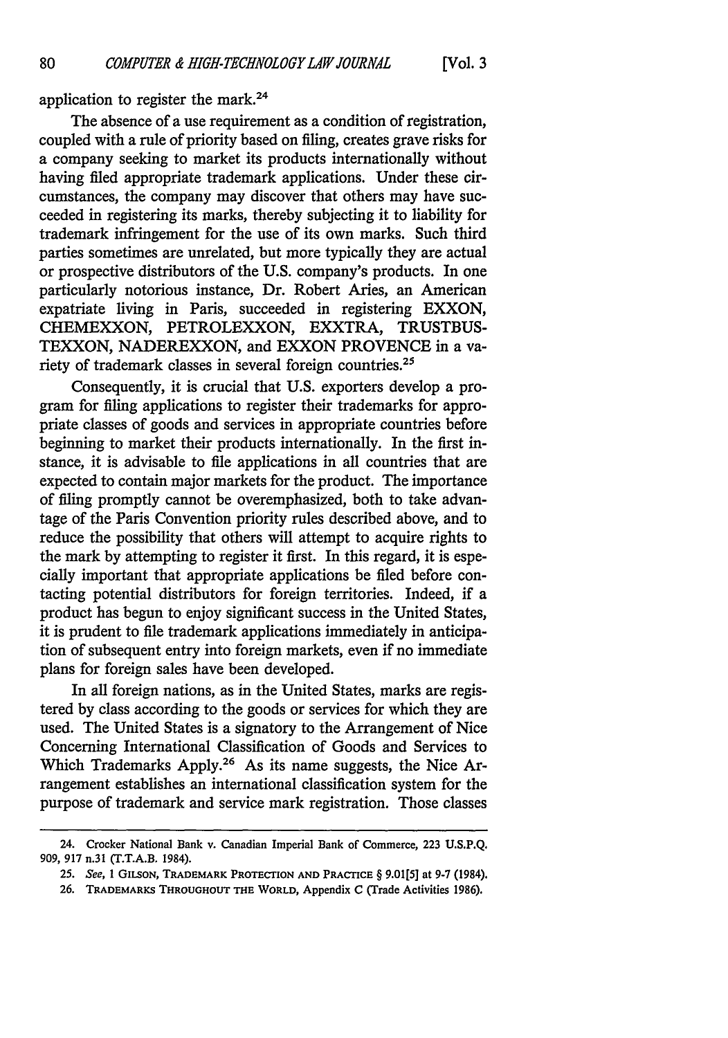application to register the mark.[24]

The absence of a use requirement as a condition of registration, coupled with a rule of priority based on filing, creates grave risks for a company seeking to market its products internationally without having filed appropriate trademark applications. Under these circumstances, the company may discover that others may have succeeded in registering its marks, thereby subjecting it to liability for trademark infringement for the use of its own marks. Such third parties sometimes are unrelated, but more typically they are actual or prospective distributors of the U.S. company's products. In one particularly notorious instance, Dr. Robert Aries, an American expatriate living in Paris, succeeded in registering EXXON, CHEMEXXON, PETROLEXXON, EXXTRA, TRUSTBUSTEXXON, NADEREXXON, and EXXON PROVENCE in a variety of trademark classes in several foreign countries.[25]

Consequently, it is crucial that U.S. exporters develop a program for filing applications to register their trademarks for appropriate classes of goods and services in appropriate countries before beginning to market their products internationally. In the first instance, it is advisable to file applications in all countries that are expected to contain major markets for the product. The importance of filing promptly cannot be overemphasized, both to take advantage of the Paris Convention priority rules described above, and to reduce the possibility that others will attempt to acquire rights to the mark by attempting to register it first. In this regard, it is especially important that appropriate applications be filed before contacting potential distributors for foreign territories. Indeed, if a product has begun to enjoy significant success in the United States, it is prudent to file trademark applications immediately in anticipation of subsequent entry into foreign markets, even if no immediate plans for foreign sales have been developed.

In all foreign nations, as in the United States, marks are registered by class according to the goods or services for which they are used. The United States is a signatory to the Arrangement of Nice Concerning International Classification of Goods and Services to Which Trademarks Apply.[26] As its name suggests, the Nice Arrangement establishes an international classification system for the purpose of trademark and service mark registration. Those classes

24. Crocker National Bank v. Canadian Imperial Bank of Commerce, 223 U.S.P.Q. 909, 917 n.31 (T.T.A.B. 1984).

25. *See*, 1 GILSON, TRADEMARK PROTECTION AND PRACTICE § 9.01[5] at 9-7 (1984).

26. TRADEMARKS THROUGHOUT THE WORLD, Appendix C (Trade Activities 1986).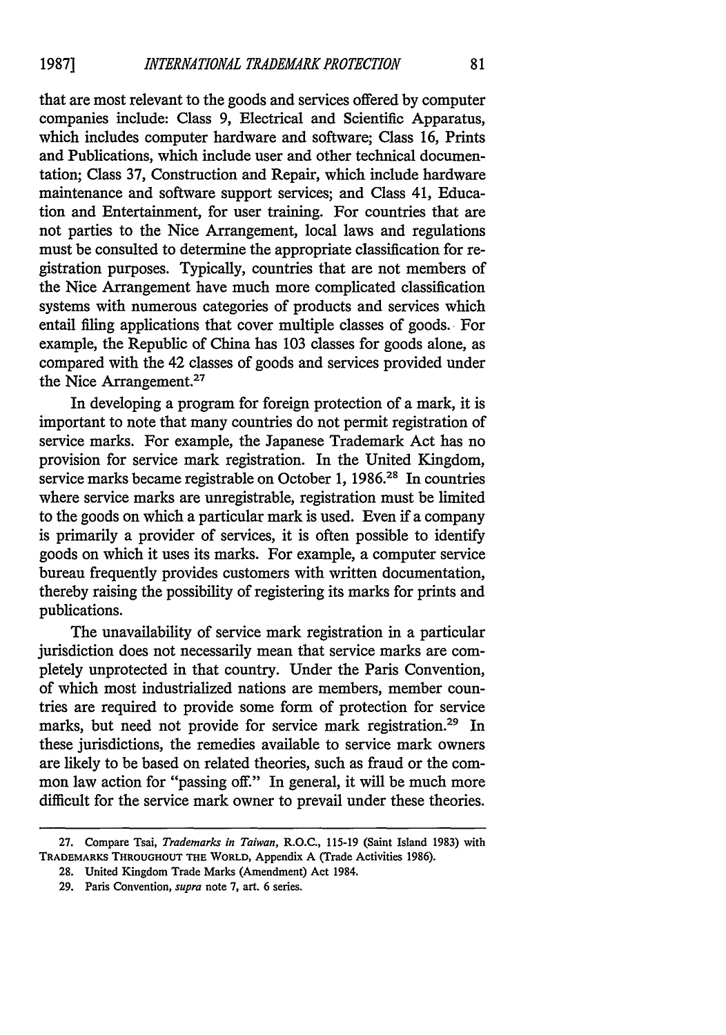that are most relevant to the goods and services offered by computer companies include: Class 9, Electrical and Scientific Apparatus, which includes computer hardware and software; Class 16, Prints and Publications, which include user and other technical documentation; Class 37, Construction and Repair, which include hardware maintenance and software support services; and Class 41, Education and Entertainment, for user training. For countries that are not parties to the Nice Arrangement, local laws and regulations must be consulted to determine the appropriate classification for registration purposes. Typically, countries that are not members of the Nice Arrangement have much more complicated classification systems with numerous categories of products and services which entail filing applications that cover multiple classes of goods. For example, the Republic of China has 103 classes for goods alone, as compared with the 42 classes of goods and services provided under the Nice Arrangement.[27]

In developing a program for foreign protection of a mark, it is important to note that many countries do not permit registration of service marks. For example, the Japanese Trademark Act has no provision for service mark registration. In the United Kingdom, service marks became registrable on October 1, 1986.[28] In countries where service marks are unregistrable, registration must be limited to the goods on which a particular mark is used. Even if a company is primarily a provider of services, it is often possible to identify goods on which it uses its marks. For example, a computer service bureau frequently provides customers with written documentation, thereby raising the possibility of registering its marks for prints and publications.

The unavailability of service mark registration in a particular jurisdiction does not necessarily mean that service marks are completely unprotected in that country. Under the Paris Convention, of which most industrialized nations are members, member countries are required to provide some form of protection for service marks, but need not provide for service mark registration.[29] In these jurisdictions, the remedies available to service mark owners are likely to be based on related theories, such as fraud or the common law action for "passing off." In general, it will be much more difficult for the service mark owner to prevail under these theories.

---

27. Compare Tsai, *Trademarks in Taiwan*, R.O.C., 115-19 (Saint Island 1983) with TRADEMARKS THROUGHOUT THE WORLD, Appendix A (Trade Activities 1986).

28. United Kingdom Trade Marks (Amendment) Act 1984.

29. Paris Convention, *supra* note 7, art. 6 series.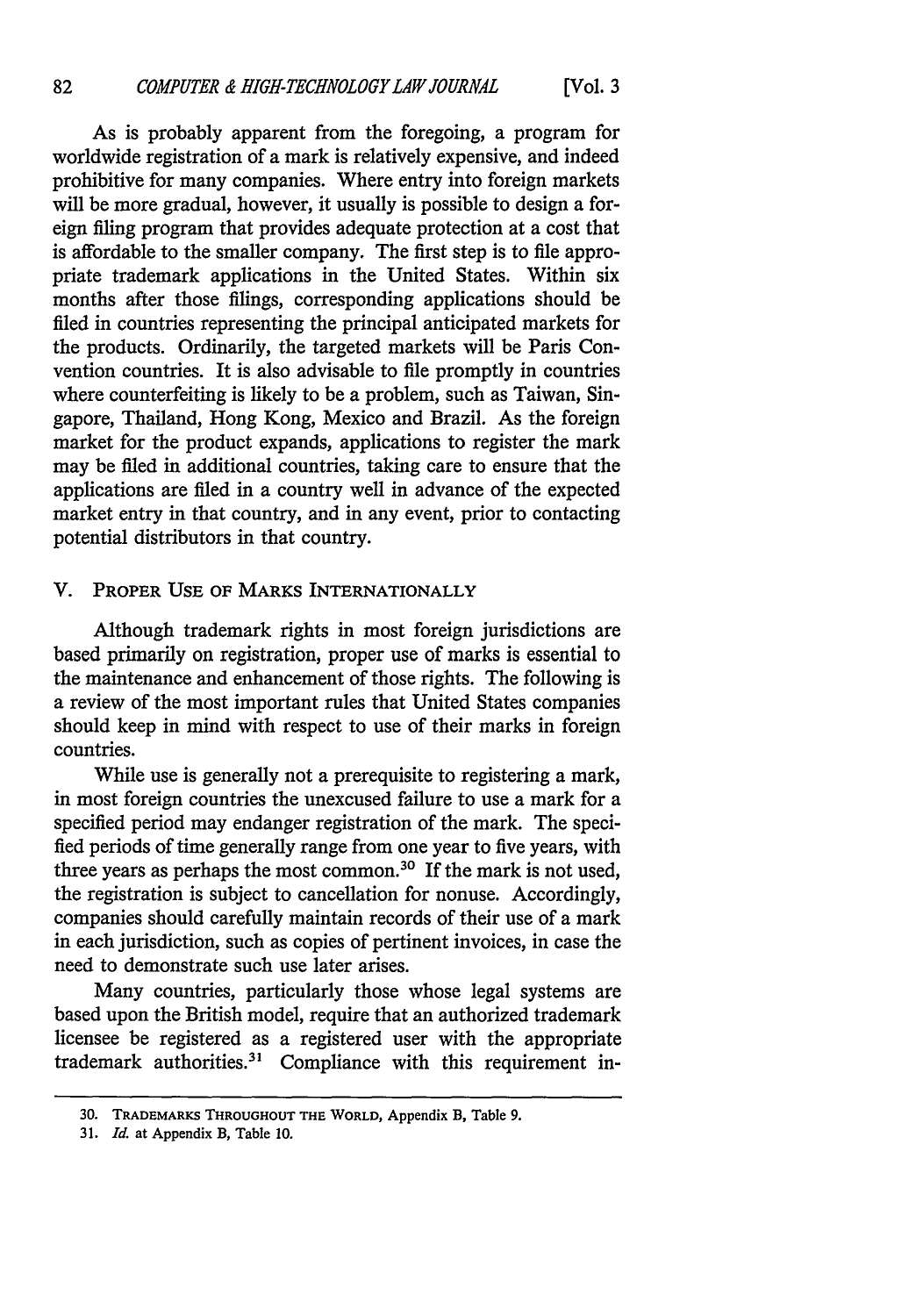As is probably apparent from the foregoing, a program for worldwide registration of a mark is relatively expensive, and indeed prohibitive for many companies. Where entry into foreign markets will be more gradual, however, it usually is possible to design a foreign filing program that provides adequate protection at a cost that is affordable to the smaller company. The first step is to file appropriate trademark applications in the United States. Within six months after those filings, corresponding applications should be filed in countries representing the principal anticipated markets for the products. Ordinarily, the targeted markets will be Paris Convention countries. It is also advisable to file promptly in countries where counterfeiting is likely to be a problem, such as Taiwan, Singapore, Thailand, Hong Kong, Mexico and Brazil. As the foreign market for the product expands, applications to register the mark may be filed in additional countries, taking care to ensure that the applications are filed in a country well in advance of the expected market entry in that country, and in any event, prior to contacting potential distributors in that country.

## V. Proper Use of Marks Internationally

Although trademark rights in most foreign jurisdictions are based primarily on registration, proper use of marks is essential to the maintenance and enhancement of those rights. The following is a review of the most important rules that United States companies should keep in mind with respect to use of their marks in foreign countries.

While use is generally not a prerequisite to registering a mark, in most foreign countries the unexcused failure to use a mark for a specified period may endanger registration of the mark. The specified periods of time generally range from one year to five years, with three years as perhaps the most common.[30] If the mark is not used, the registration is subject to cancellation for nonuse. Accordingly, companies should carefully maintain records of their use of a mark in each jurisdiction, such as copies of pertinent invoices, in case the need to demonstrate such use later arises.

Many countries, particularly those whose legal systems are based upon the British model, require that an authorized trademark licensee be registered as a registered user with the appropriate trademark authorities.[31] Compliance with this requirement in-

---

30. Trademarks Throughout the World, Appendix B, Table 9.

31. *Id.* at Appendix B, Table 10.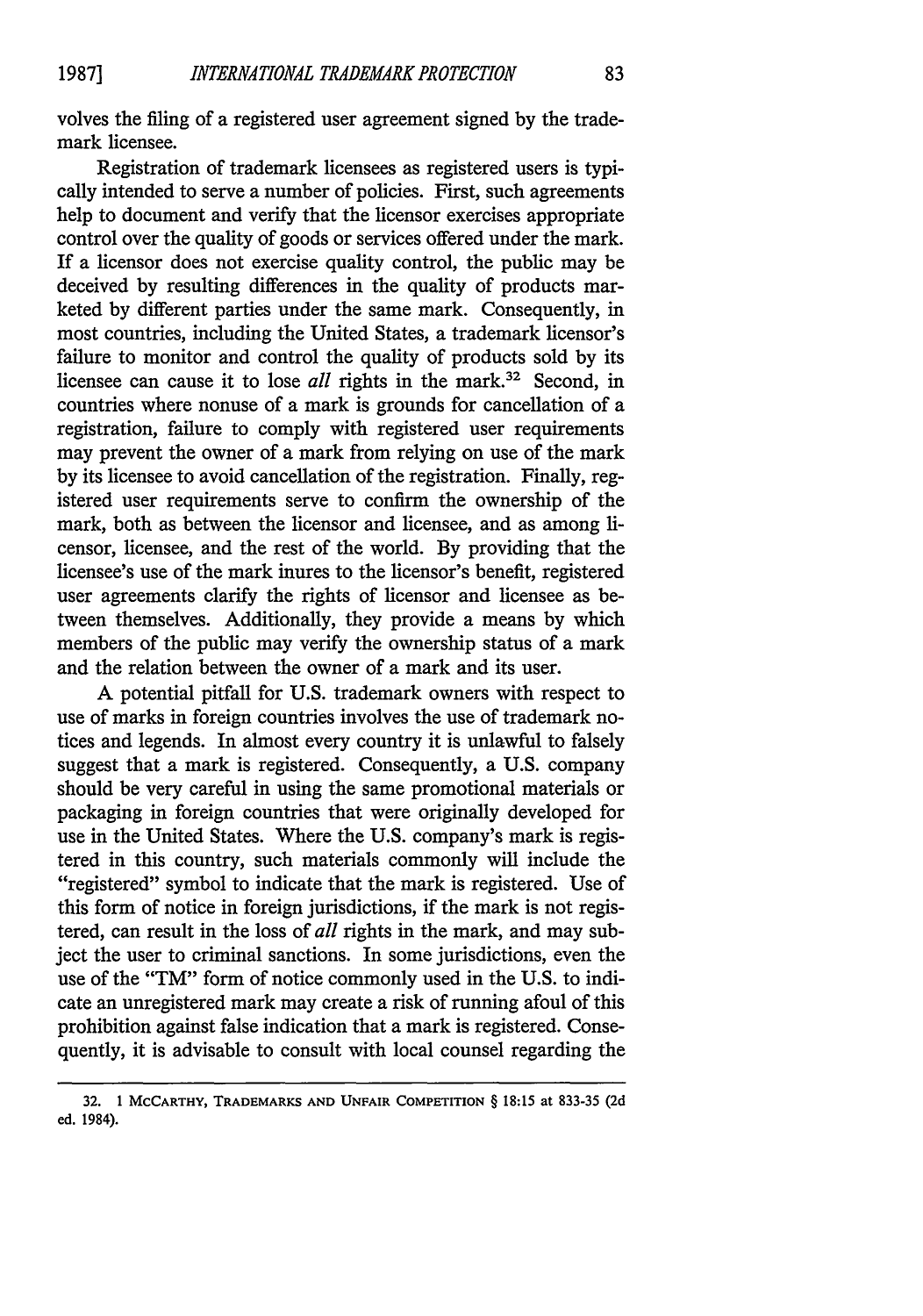volves the filing of a registered user agreement signed by the trademark licensee.

Registration of trademark licensees as registered users is typically intended to serve a number of policies. First, such agreements help to document and verify that the licensor exercises appropriate control over the quality of goods or services offered under the mark. If a licensor does not exercise quality control, the public may be deceived by resulting differences in the quality of products marketed by different parties under the same mark. Consequently, in most countries, including the United States, a trademark licensor's failure to monitor and control the quality of products sold by its licensee can cause it to lose *all* rights in the mark.[32] Second, in countries where nonuse of a mark is grounds for cancellation of a registration, failure to comply with registered user requirements may prevent the owner of a mark from relying on use of the mark by its licensee to avoid cancellation of the registration. Finally, registered user requirements serve to confirm the ownership of the mark, both as between the licensor and licensee, and as among licensor, licensee, and the rest of the world. By providing that the licensee's use of the mark inures to the licensor's benefit, registered user agreements clarify the rights of licensor and licensee as between themselves. Additionally, they provide a means by which members of the public may verify the ownership status of a mark and the relation between the owner of a mark and its user.

A potential pitfall for U.S. trademark owners with respect to use of marks in foreign countries involves the use of trademark notices and legends. In almost every country it is unlawful to falsely suggest that a mark is registered. Consequently, a U.S. company should be very careful in using the same promotional materials or packaging in foreign countries that were originally developed for use in the United States. Where the U.S. company's mark is registered in this country, such materials commonly will include the "registered" symbol to indicate that the mark is registered. Use of this form of notice in foreign jurisdictions, if the mark is not registered, can result in the loss of *all* rights in the mark, and may subject the user to criminal sanctions. In some jurisdictions, even the use of the "TM" form of notice commonly used in the U.S. to indicate an unregistered mark may create a risk of running afoul of this prohibition against false indication that a mark is registered. Consequently, it is advisable to consult with local counsel regarding the

---

32. 1 McCarthy, Trademarks and Unfair Competition § 18:15 at 833-35 (2d ed. 1984).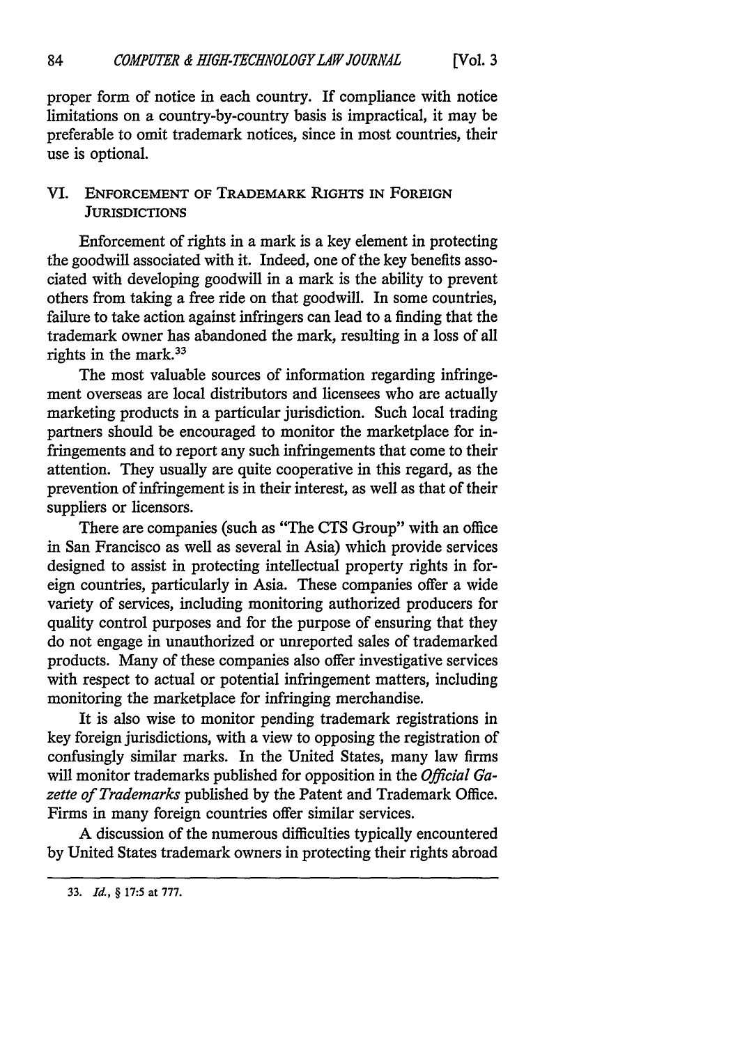proper form of notice in each country. If compliance with notice limitations on a country-by-country basis is impractical, it may be preferable to omit trademark notices, since in most countries, their use is optional.

## VI. ENFORCEMENT OF TRADEMARK RIGHTS IN FOREIGN JURISDICTIONS

Enforcement of rights in a mark is a key element in protecting the goodwill associated with it. Indeed, one of the key benefits associated with developing goodwill in a mark is the ability to prevent others from taking a free ride on that goodwill. In some countries, failure to take action against infringers can lead to a finding that the trademark owner has abandoned the mark, resulting in a loss of all rights in the mark.[33]

The most valuable sources of information regarding infringement overseas are local distributors and licensees who are actually marketing products in a particular jurisdiction. Such local trading partners should be encouraged to monitor the marketplace for infringements and to report any such infringements that come to their attention. They usually are quite cooperative in this regard, as the prevention of infringement is in their interest, as well as that of their suppliers or licensors.

There are companies (such as "The CTS Group" with an office in San Francisco as well as several in Asia) which provide services designed to assist in protecting intellectual property rights in foreign countries, particularly in Asia. These companies offer a wide variety of services, including monitoring authorized producers for quality control purposes and for the purpose of ensuring that they do not engage in unauthorized or unreported sales of trademarked products. Many of these companies also offer investigative services with respect to actual or potential infringement matters, including monitoring the marketplace for infringing merchandise.

It is also wise to monitor pending trademark registrations in key foreign jurisdictions, with a view to opposing the registration of confusingly similar marks. In the United States, many law firms will monitor trademarks published for opposition in the *Official Gazette of Trademarks* published by the Patent and Trademark Office. Firms in many foreign countries offer similar services.

A discussion of the numerous difficulties typically encountered by United States trademark owners in protecting their rights abroad

---

33. *Id.*, § 17:5 at 777.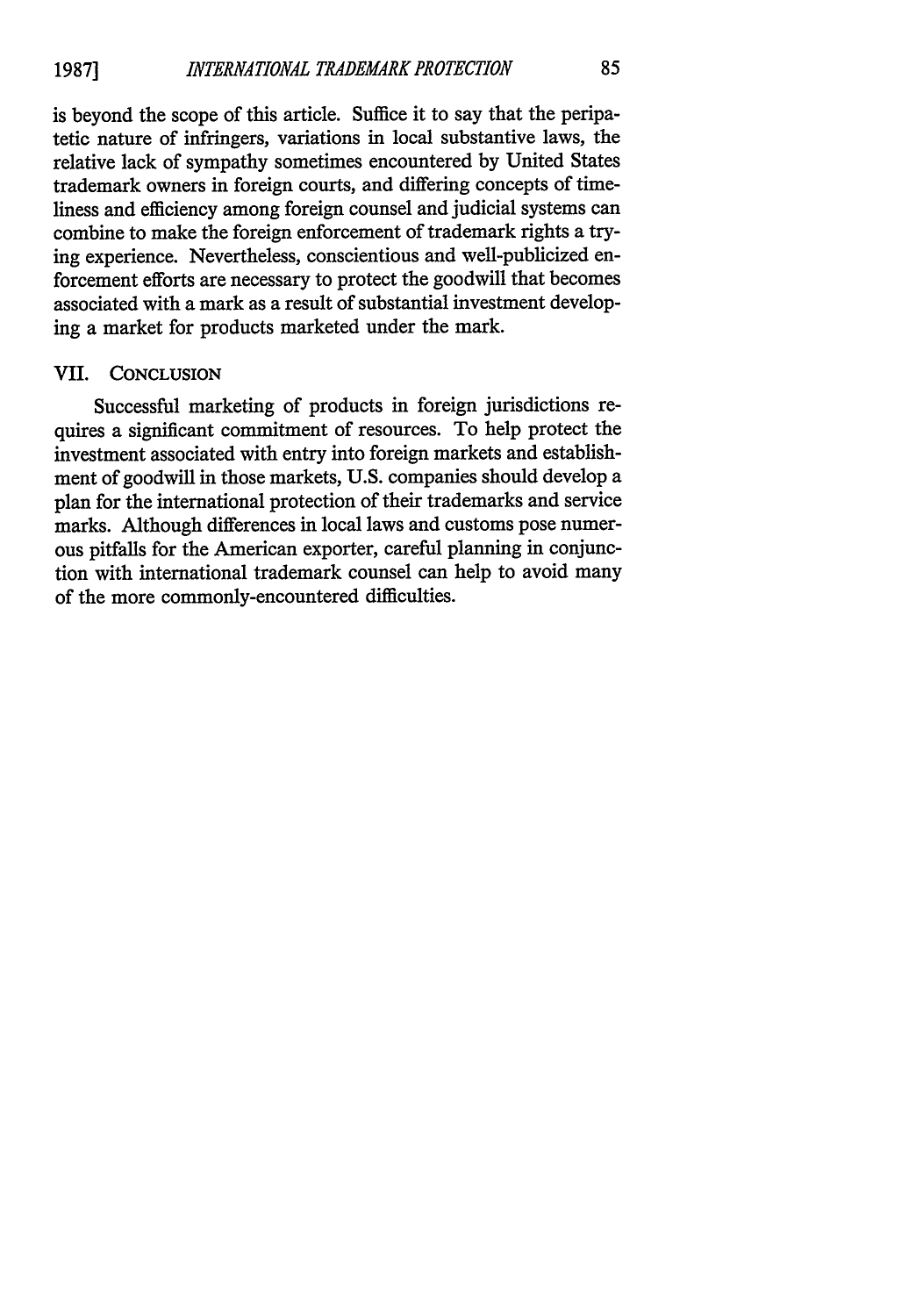is beyond the scope of this article. Suffice it to say that the peripatetic nature of infringers, variations in local substantive laws, the relative lack of sympathy sometimes encountered by United States trademark owners in foreign courts, and differing concepts of timeliness and efficiency among foreign counsel and judicial systems can combine to make the foreign enforcement of trademark rights a trying experience. Nevertheless, conscientious and well-publicized enforcement efforts are necessary to protect the goodwill that becomes associated with a mark as a result of substantial investment developing a market for products marketed under the mark.

## VII. CONCLUSION

Successful marketing of products in foreign jurisdictions requires a significant commitment of resources. To help protect the investment associated with entry into foreign markets and establishment of goodwill in those markets, U.S. companies should develop a plan for the international protection of their trademarks and service marks. Although differences in local laws and customs pose numerous pitfalls for the American exporter, careful planning in conjunction with international trademark counsel can help to avoid many of the more commonly-encountered difficulties.